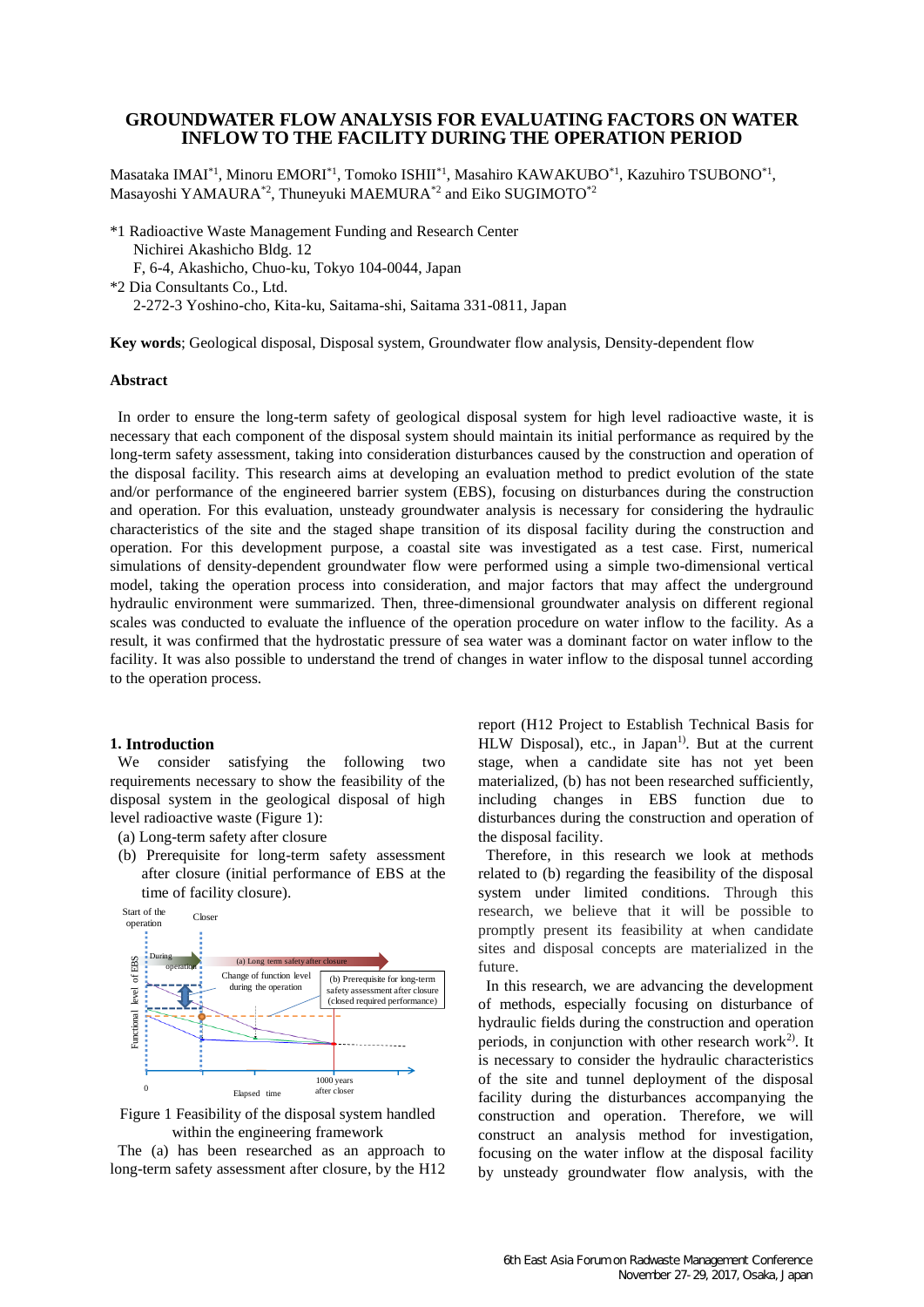# GROUNDWATER FLOW ANALYSIS FOR EVALUATING FACTORS ON WATER INFLOW TO THE FACILITY DURING THE OPERATION PERIOD

Masataka IMAI[*1], Minoru EMORI[*1], Tomoko ISHII[*1], Masahiro KAWAKUBO[*1], Kazuhiro TSUBONO[*1], Masayoshi YAMAURA[*2], Thuneyuki MAEMURA[*2] and Eiko SUGIMOTO[*2]

*1 Radioactive Waste Management Funding and Research Center
Nichirei Akashicho Bldg. 12
F, 6-4, Akashicho, Chuo-ku, Tokyo 104-0044, Japan

*2 Dia Consultants Co., Ltd.
2-272-3 Yoshino-cho, Kita-ku, Saitama-shi, Saitama 331-0811, Japan

**Key words**; Geological disposal, Disposal system, Groundwater flow analysis, Density-dependent flow

## Abstract

In order to ensure the long-term safety of geological disposal system for high level radioactive waste, it is necessary that each component of the disposal system should maintain its initial performance as required by the long-term safety assessment, taking into consideration disturbances caused by the construction and operation of the disposal facility. This research aims at developing an evaluation method to predict evolution of the state and/or performance of the engineered barrier system (EBS), focusing on disturbances during the construction and operation. For this evaluation, unsteady groundwater analysis is necessary for considering the hydraulic characteristics of the site and the staged shape transition of its disposal facility during the construction and operation. For this development purpose, a coastal site was investigated as a test case. First, numerical simulations of density-dependent groundwater flow were performed using a simple two-dimensional vertical model, taking the operation process into consideration, and major factors that may affect the underground hydraulic environment were summarized. Then, three-dimensional groundwater analysis on different regional scales was conducted to evaluate the influence of the operation procedure on water inflow to the facility. As a result, it was confirmed that the hydrostatic pressure of sea water was a dominant factor on water inflow to the facility. It was also possible to understand the trend of changes in water inflow to the disposal tunnel according to the operation process.

## 1. Introduction

We consider satisfying the following two requirements necessary to show the feasibility of the disposal system in the geological disposal of high level radioactive waste (Figure 1):

(a) Long-term safety after closure

(b) Prerequisite for long-term safety assessment after closure (initial performance of EBS at the time of facility closure).

Figure 1 Feasibility of the disposal system handled within the engineering framework

The (a) has been researched as an approach to long-term safety assessment after closure, by the H12 report (H12 Project to Establish Technical Basis for HLW Disposal), etc., in Japan[1]. But at the current stage, when a candidate site has not yet been materialized, (b) has not been researched sufficiently, including changes in EBS function due to disturbances during the construction and operation of the disposal facility.

Therefore, in this research we look at methods related to (b) regarding the feasibility of the disposal system under limited conditions. Through this research, we believe that it will be possible to promptly present its feasibility at when candidate sites and disposal concepts are materialized in the future.

In this research, we are advancing the development of methods, especially focusing on disturbance of hydraulic fields during the construction and operation periods, in conjunction with other research work[2]. It is necessary to consider the hydraulic characteristics of the site and tunnel deployment of the disposal facility during the disturbances accompanying the construction and operation. Therefore, we will construct an analysis method for investigation, focusing on the water inflow at the disposal facility by unsteady groundwater flow analysis, with the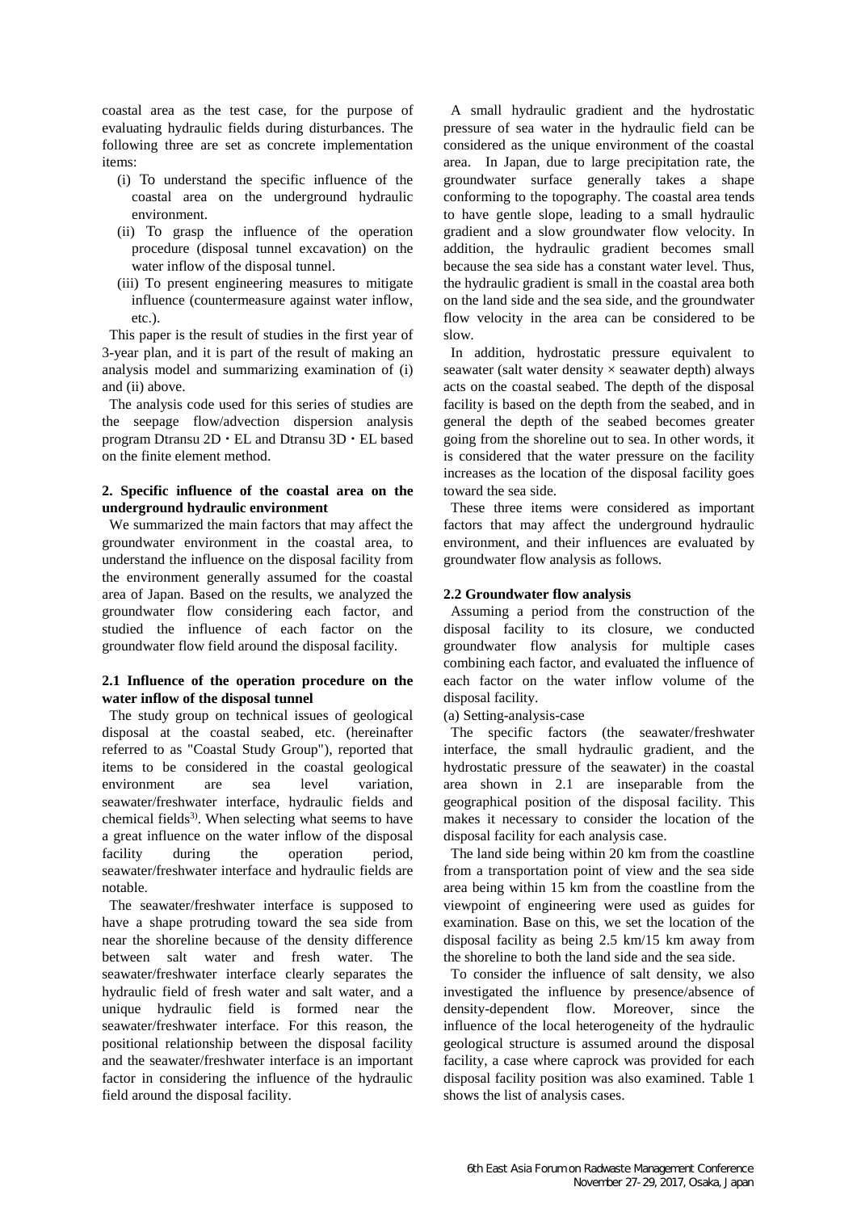coastal area as the test case, for the purpose of evaluating hydraulic fields during disturbances. The following three are set as concrete implementation items:

- (i) To understand the specific influence of the coastal area on the underground hydraulic environment.
- (ii) To grasp the influence of the operation procedure (disposal tunnel excavation) on the water inflow of the disposal tunnel.
- (iii) To present engineering measures to mitigate influence (countermeasure against water inflow, etc.).

This paper is the result of studies in the first year of 3-year plan, and it is part of the result of making an analysis model and summarizing examination of (i) and (ii) above.

The analysis code used for this series of studies are the seepage flow/advection dispersion analysis program Dtransu 2D・EL and Dtransu 3D・EL based on the finite element method.

### 2. Specific influence of the coastal area on the underground hydraulic environment

We summarized the main factors that may affect the groundwater environment in the coastal area, to understand the influence on the disposal facility from the environment generally assumed for the coastal area of Japan. Based on the results, we analyzed the groundwater flow considering each factor, and studied the influence of each factor on the groundwater flow field around the disposal facility.

#### 2.1 Influence of the operation procedure on the water inflow of the disposal tunnel

The study group on technical issues of geological disposal at the coastal seabed, etc. (hereinafter referred to as "Coastal Study Group"), reported that items to be considered in the coastal geological environment are sea level variation, seawater/freshwater interface, hydraulic fields and chemical fields[3]. When selecting what seems to have a great influence on the water inflow of the disposal facility during the operation period, seawater/freshwater interface and hydraulic fields are notable.

The seawater/freshwater interface is supposed to have a shape protruding toward the sea side from near the shoreline because of the density difference between salt water and fresh water. The seawater/freshwater interface clearly separates the hydraulic field of fresh water and salt water, and a unique hydraulic field is formed near the seawater/freshwater interface. For this reason, the positional relationship between the disposal facility and the seawater/freshwater interface is an important factor in considering the influence of the hydraulic field around the disposal facility.

A small hydraulic gradient and the hydrostatic pressure of sea water in the hydraulic field can be considered as the unique environment of the coastal area. In Japan, due to large precipitation rate, the groundwater surface generally takes a shape conforming to the topography. The coastal area tends to have gentle slope, leading to a small hydraulic gradient and a slow groundwater flow velocity. In addition, the hydraulic gradient becomes small because the sea side has a constant water level. Thus, the hydraulic gradient is small in the coastal area both on the land side and the sea side, and the groundwater flow velocity in the area can be considered to be slow.

In addition, hydrostatic pressure equivalent to seawater (salt water density × seawater depth) always acts on the coastal seabed. The depth of the disposal facility is based on the depth from the seabed, and in general the depth of the seabed becomes greater going from the shoreline out to sea. In other words, it is considered that the water pressure on the facility increases as the location of the disposal facility goes toward the sea side.

These three items were considered as important factors that may affect the underground hydraulic environment, and their influences are evaluated by groundwater flow analysis as follows.

#### 2.2 Groundwater flow analysis

Assuming a period from the construction of the disposal facility to its closure, we conducted groundwater flow analysis for multiple cases combining each factor, and evaluated the influence of each factor on the water inflow volume of the disposal facility.

(a) Setting-analysis-case

The specific factors (the seawater/freshwater interface, the small hydraulic gradient, and the hydrostatic pressure of the seawater) in the coastal area shown in 2.1 are inseparable from the geographical position of the disposal facility. This makes it necessary to consider the location of the disposal facility for each analysis case.

The land side being within 20 km from the coastline from a transportation point of view and the sea side area being within 15 km from the coastline from the viewpoint of engineering were used as guides for examination. Base on this, we set the location of the disposal facility as being 2.5 km/15 km away from the shoreline to both the land side and the sea side.

To consider the influence of salt density, we also investigated the influence by presence/absence of density-dependent flow. Moreover, since the influence of the local heterogeneity of the hydraulic geological structure is assumed around the disposal facility, a case where caprock was provided for each disposal facility position was also examined. Table 1 shows the list of analysis cases.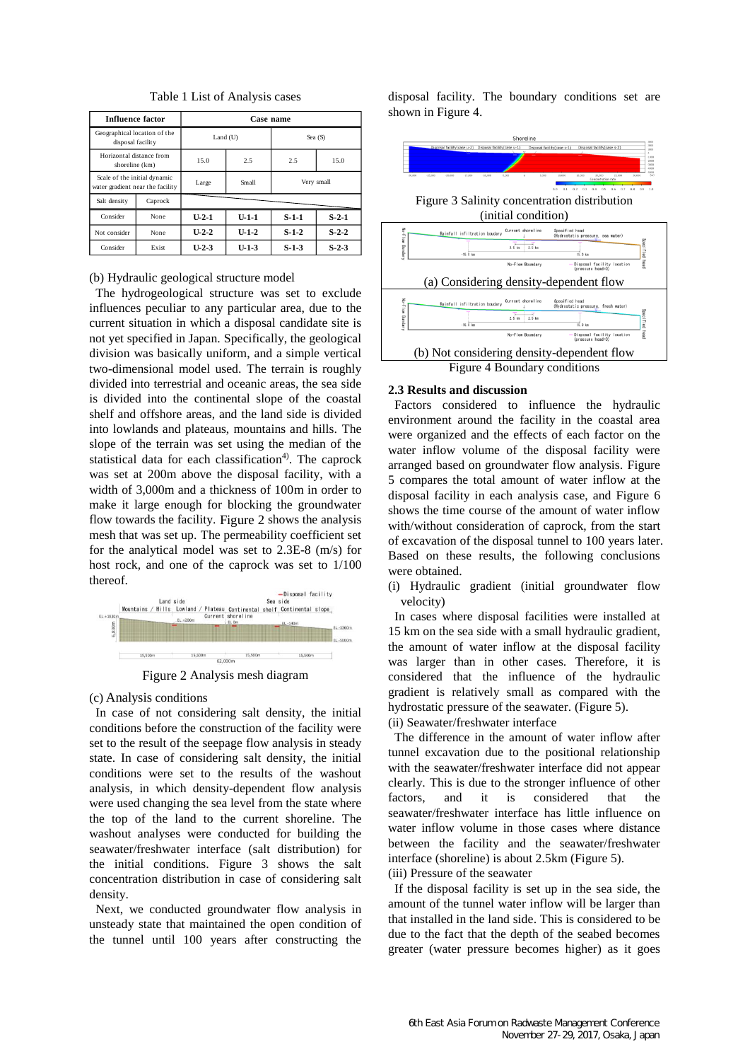Table 1 List of Analysis cases

| Influence factor | | Case name | | | |
|---|---|---|---|---|---|
| Geographical location of the disposal facility | | Land (U) | | Sea (S) | |
| Horizontal distance from shoreline (km) | | 15.0 | 2.5 | 2.5 | 15.0 |
| Scale of the initial dynamic water gradient near the facility | | Large | Small | Very small | |
| Salt density | Caprock | | | | |
| Consider | None | **U-2-1** | **U-1-1** | **S-1-1** | **S-2-1** |
| Not consider | None | **U-2-2** | **U-1-2** | **S-1-2** | **S-2-2** |
| Consider | Exist | **U-2-3** | **U-1-3** | **S-1-3** | **S-2-3** |

(b) Hydraulic geological structure model

The hydrogeological structure was set to exclude influences peculiar to any particular area, due to the current situation in which a disposal candidate site is not yet specified in Japan. Specifically, the geological division was basically uniform, and a simple vertical two-dimensional model used. The terrain is roughly divided into terrestrial and oceanic areas, the sea side is divided into the continental slope of the coastal shelf and offshore areas, and the land side is divided into lowlands and plateaus, mountains and hills. The slope of the terrain was set using the median of the statistical data for each classification[4]. The caprock was set at 200m above the disposal facility, with a width of 3,000m and a thickness of 100m in order to make it large enough for blocking the groundwater flow towards the facility. Figure 2 shows the analysis mesh that was set up. The permeability coefficient set for the analytical model was set to 2.3E-8 (m/s) for host rock, and one of the caprock was set to 1/100 thereof.

Figure 2 Analysis mesh diagram

(c) Analysis conditions

In case of not considering salt density, the initial conditions before the construction of the facility were set to the result of the seepage flow analysis in steady state. In case of considering salt density, the initial conditions were set to the results of the washout analysis, in which density-dependent flow analysis were used changing the sea level from the state where the top of the land to the current shoreline. The washout analyses were conducted for building the seawater/freshwater interface (salt distribution) for the initial conditions. Figure 3 shows the salt concentration distribution in case of considering salt density.

Next, we conducted groundwater flow analysis in unsteady state that maintained the open condition of the tunnel until 100 years after constructing the disposal facility. The boundary conditions set are shown in Figure 4.

Figure 3 Salinity concentration distribution (initial condition)

(a) Considering density-dependent flow

(b) Not considering density-dependent flow

Figure 4 Boundary conditions

### 2.3 Results and discussion

Factors considered to influence the hydraulic environment around the facility in the coastal area were organized and the effects of each factor on the water inflow volume of the disposal facility were arranged based on groundwater flow analysis. Figure 5 compares the total amount of water inflow at the disposal facility in each analysis case, and Figure 6 shows the time course of the amount of water inflow with/without consideration of caprock, from the start of excavation of the disposal tunnel to 100 years later. Based on these results, the following conclusions were obtained.

(i) Hydraulic gradient (initial groundwater flow velocity)

In cases where disposal facilities were installed at 15 km on the sea side with a small hydraulic gradient, the amount of water inflow at the disposal facility was larger than in other cases. Therefore, it is considered that the influence of the hydraulic gradient is relatively small as compared with the hydrostatic pressure of the seawater. (Figure 5).

(ii) Seawater/freshwater interface

The difference in the amount of water inflow after tunnel excavation due to the positional relationship with the seawater/freshwater interface did not appear clearly. This is due to the stronger influence of other factors, and it is considered that the seawater/freshwater interface has little influence on water inflow volume in those cases where distance between the facility and the seawater/freshwater interface (shoreline) is about 2.5km (Figure 5).

(iii) Pressure of the seawater

If the disposal facility is set up in the sea side, the amount of the tunnel water inflow will be larger than that installed in the land side. This is considered to be due to the fact that the depth of the seabed becomes greater (water pressure becomes higher) as it goes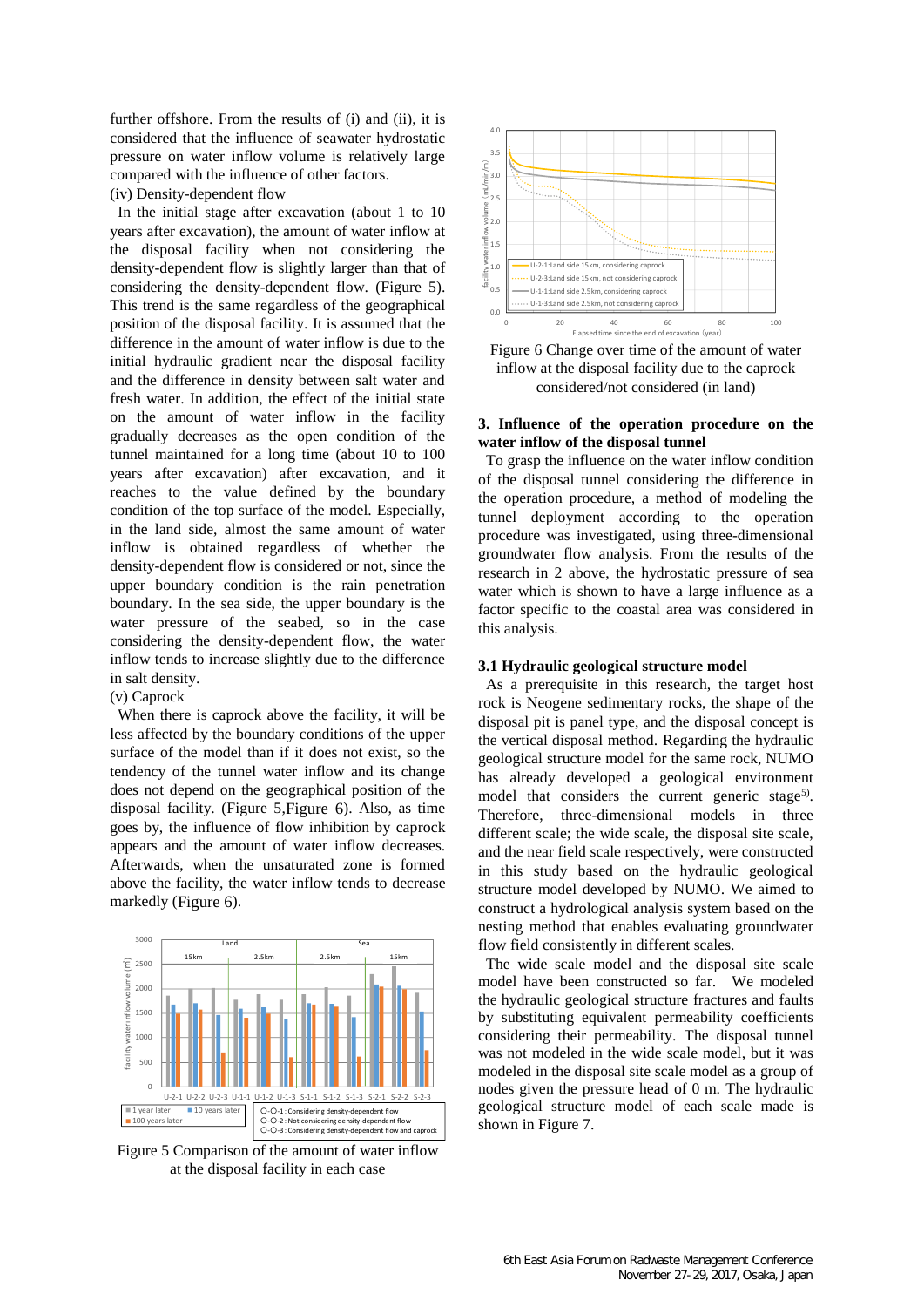further offshore. From the results of (i) and (ii), it is considered that the influence of seawater hydrostatic pressure on water inflow volume is relatively large compared with the influence of other factors.

(iv) Density-dependent flow

In the initial stage after excavation (about 1 to 10 years after excavation), the amount of water inflow at the disposal facility when not considering the density-dependent flow is slightly larger than that of considering the density-dependent flow. (Figure 5). This trend is the same regardless of the geographical position of the disposal facility. It is assumed that the difference in the amount of water inflow is due to the initial hydraulic gradient near the disposal facility and the difference in density between salt water and fresh water. In addition, the effect of the initial state on the amount of water inflow in the facility gradually decreases as the open condition of the tunnel maintained for a long time (about 10 to 100 years after excavation) after excavation, and it reaches to the value defined by the boundary condition of the top surface of the model. Especially, in the land side, almost the same amount of water inflow is obtained regardless of whether the density-dependent flow is considered or not, since the upper boundary condition is the rain penetration boundary. In the sea side, the upper boundary is the water pressure of the seabed, so in the case considering the density-dependent flow, the water inflow tends to increase slightly due to the difference in salt density.

(v) Caprock

When there is caprock above the facility, it will be less affected by the boundary conditions of the upper surface of the model than if it does not exist, so the tendency of the tunnel water inflow and its change does not depend on the geographical position of the disposal facility. (Figure 5,Figure 6). Also, as time goes by, the influence of flow inhibition by caprock appears and the amount of water inflow decreases. Afterwards, when the unsaturated zone is formed above the facility, the water inflow tends to decrease markedly (Figure 6).

Figure 5 Comparison of the amount of water inflow at the disposal facility in each case

Figure 6 Change over time of the amount of water inflow at the disposal facility due to the caprock considered/not considered (in land)

## 3. Influence of the operation procedure on the water inflow of the disposal tunnel

To grasp the influence on the water inflow condition of the disposal tunnel considering the difference in the operation procedure, a method of modeling the tunnel deployment according to the operation procedure was investigated, using three-dimensional groundwater flow analysis. From the results of the research in 2 above, the hydrostatic pressure of sea water which is shown to have a large influence as a factor specific to the coastal area was considered in this analysis.

### 3.1 Hydraulic geological structure model

As a prerequisite in this research, the target host rock is Neogene sedimentary rocks, the shape of the disposal pit is panel type, and the disposal concept is the vertical disposal method. Regarding the hydraulic geological structure model for the same rock, NUMO has already developed a geological environment model that considers the current generic stage[5]. Therefore, three-dimensional models in three different scale; the wide scale, the disposal site scale, and the near field scale respectively, were constructed in this study based on the hydraulic geological structure model developed by NUMO. We aimed to construct a hydrological analysis system based on the nesting method that enables evaluating groundwater flow field consistently in different scales.

The wide scale model and the disposal site scale model have been constructed so far. We modeled the hydraulic geological structure fractures and faults by substituting equivalent permeability coefficients considering their permeability. The disposal tunnel was not modeled in the wide scale model, but it was modeled in the disposal site scale model as a group of nodes given the pressure head of 0 m. The hydraulic geological structure model of each scale made is shown in Figure 7.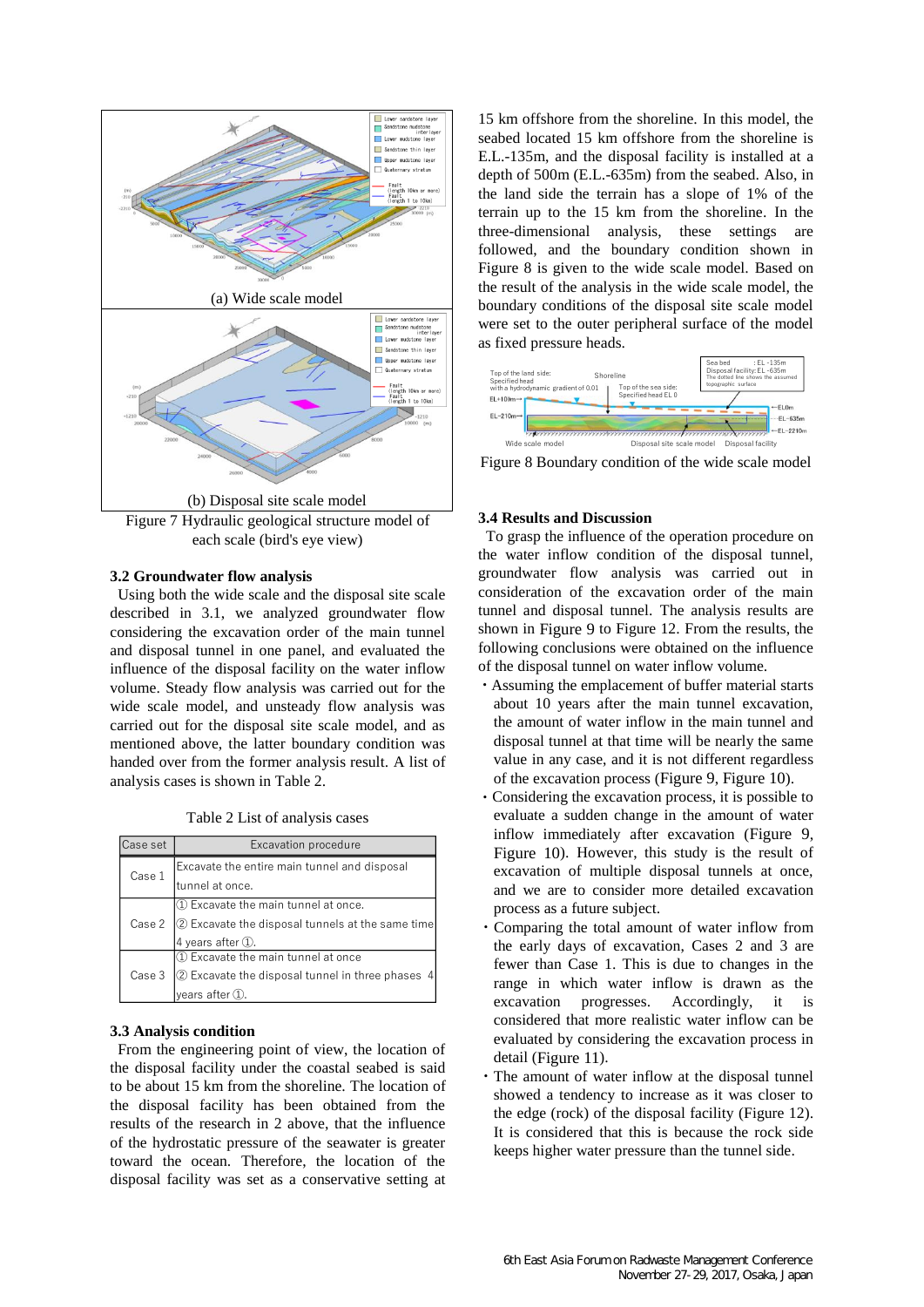(a) Wide scale model

(b) Disposal site scale model

Figure 7 Hydraulic geological structure model of each scale (bird's eye view)

### 3.2 Groundwater flow analysis

Using both the wide scale and the disposal site scale described in 3.1, we analyzed groundwater flow considering the excavation order of the main tunnel and disposal tunnel in one panel, and evaluated the influence of the disposal facility on the water inflow volume. Steady flow analysis was carried out for the wide scale model, and unsteady flow analysis was carried out for the disposal site scale model, and as mentioned above, the latter boundary condition was handed over from the former analysis result. A list of analysis cases is shown in Table 2.

Table 2 List of analysis cases

| Case set | Excavation procedure |
|---|---|
| Case 1 | Excavate the entire main tunnel and disposal tunnel at once. |
| Case 2 | ① Excavate the main tunnel at once.<br>② Excavate the disposal tunnels at the same time 4 years after ①. |
| Case 3 | ① Excavate the main tunnel at once<br>② Excavate the disposal tunnel in three phases 4 years after ①. |

### 3.3 Analysis condition

From the engineering point of view, the location of the disposal facility under the coastal seabed is said to be about 15 km from the shoreline. The location of the disposal facility has been obtained from the results of the research in 2 above, that the influence of the hydrostatic pressure of the seawater is greater toward the ocean. Therefore, the location of the disposal facility was set as a conservative setting at 15 km offshore from the shoreline. In this model, the seabed located 15 km offshore from the shoreline is E.L.-135m, and the disposal facility is installed at a depth of 500m (E.L.-635m) from the seabed. Also, in the land side the terrain has a slope of 1% of the terrain up to the 15 km from the shoreline. In the three-dimensional analysis, these settings are followed, and the boundary condition shown in Figure 8 is given to the wide scale model. Based on the result of the analysis in the wide scale model, the boundary conditions of the disposal site scale model were set to the outer peripheral surface of the model as fixed pressure heads.

Figure 8 Boundary condition of the wide scale model

### 3.4 Results and Discussion

To grasp the influence of the operation procedure on the water inflow condition of the disposal tunnel, groundwater flow analysis was carried out in consideration of the excavation order of the main tunnel and disposal tunnel. The analysis results are shown in Figure 9 to Figure 12. From the results, the following conclusions were obtained on the influence of the disposal tunnel on water inflow volume.

- Assuming the emplacement of buffer material starts about 10 years after the main tunnel excavation, the amount of water inflow in the main tunnel and disposal tunnel at that time will be nearly the same value in any case, and it is not different regardless of the excavation process (Figure 9, Figure 10).
- Considering the excavation process, it is possible to evaluate a sudden change in the amount of water inflow immediately after excavation (Figure 9, Figure 10). However, this study is the result of excavation of multiple disposal tunnels at once, and we are to consider more detailed excavation process as a future subject.
- Comparing the total amount of water inflow from the early days of excavation, Cases 2 and 3 are fewer than Case 1. This is due to changes in the range in which water inflow is drawn as the excavation progresses. Accordingly, it is considered that more realistic water inflow can be evaluated by considering the excavation process in detail (Figure 11).
- The amount of water inflow at the disposal tunnel showed a tendency to increase as it was closer to the edge (rock) of the disposal facility (Figure 12). It is considered that this is because the rock side keeps higher water pressure than the tunnel side.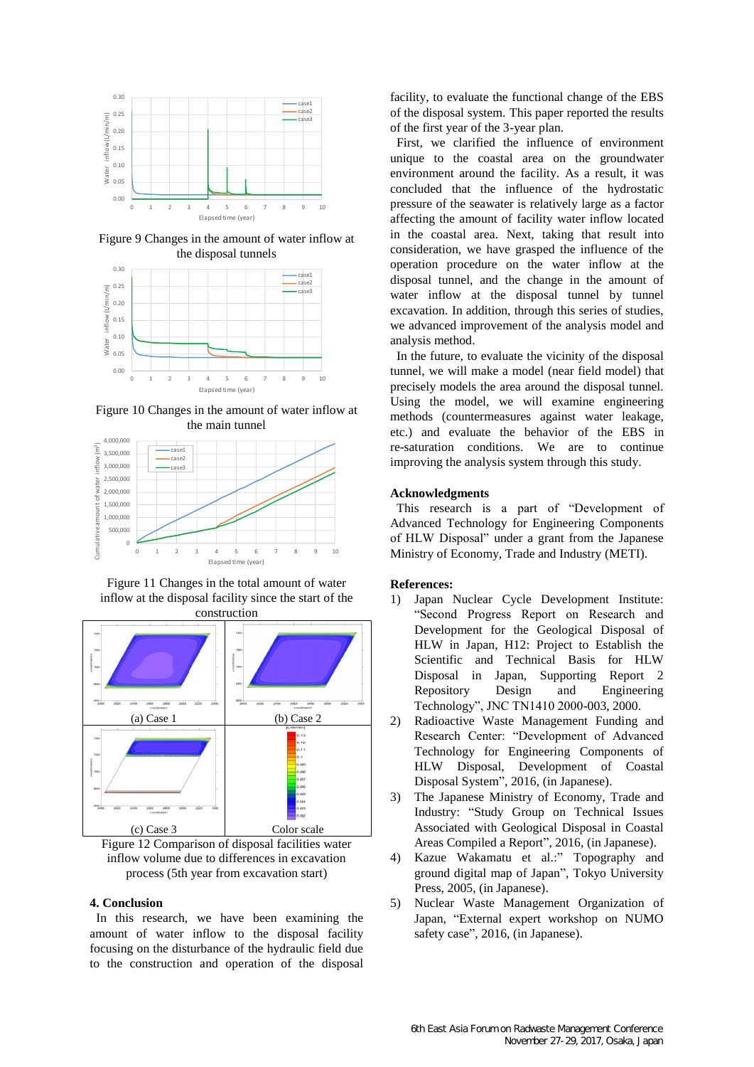0.30
0.25
0.20
0.15
0.10
0.05
0.00
Water inflow (L/min/m)
0 1 2 3 4 5 6 7 8 9 10
Elapsed time (year)
case1
case2
case3

Figure 9 Changes in the amount of water inflow at the disposal tunnels

0.30
0.25
0.20
0.15
0.10
0.05
0.00
Water inflow (L/min/m)
0 1 2 3 4 5 6 7 8 9 10
Elapsed time (year)
case1
case2
case3

Figure 10 Changes in the amount of water inflow at the main tunnel

4,000,000
3,500,000
3,000,000
2,500,000
2,000,000
1,500,000
1,000,000
500,000
0
Cumulative amount of water inflow (m³)
0 1 2 3 4 5 6 7 8 9 10
Elapsed time (year)
case1
case2
case3

Figure 11 Changes in the total amount of water inflow at the disposal facility since the start of the construction

(a) Case 1

(b) Case 2

(c) Case 3

Color scale

Figure 12 Comparison of disposal facilities water inflow volume due to differences in excavation process (5th year from excavation start)

## 4. Conclusion

In this research, we have been examining the amount of water inflow to the disposal facility focusing on the disturbance of the hydraulic field due to the construction and operation of the disposal facility, to evaluate the functional change of the EBS of the disposal system. This paper reported the results of the first year of the 3-year plan.

First, we clarified the influence of environment unique to the coastal area on the groundwater environment around the facility. As a result, it was concluded that the influence of the hydrostatic pressure of the seawater is relatively large as a factor affecting the amount of facility water inflow located in the coastal area. Next, taking that result into consideration, we have grasped the influence of the operation procedure on the water inflow at the disposal tunnel, and the change in the amount of water inflow at the disposal tunnel by tunnel excavation. In addition, through this series of studies, we advanced improvement of the analysis model and analysis method.

In the future, to evaluate the vicinity of the disposal tunnel, we will make a model (near field model) that precisely models the area around the disposal tunnel. Using the model, we will examine engineering methods (countermeasures against water leakage, etc.) and evaluate the behavior of the EBS in re-saturation conditions. We are to continue improving the analysis system through this study.

## Acknowledgments

This research is a part of "Development of Advanced Technology for Engineering Components of HLW Disposal" under a grant from the Japanese Ministry of Economy, Trade and Industry (METI).

## References:

1) Japan Nuclear Cycle Development Institute: "Second Progress Report on Research and Development for the Geological Disposal of HLW in Japan, H12: Project to Establish the Scientific and Technical Basis for HLW Disposal in Japan, Supporting Report 2 Repository Design and Engineering Technology", JNC TN1410 2000-003, 2000.
2) Radioactive Waste Management Funding and Research Center: "Development of Advanced Technology for Engineering Components of HLW Disposal, Development of Coastal Disposal System", 2016, (in Japanese).
3) The Japanese Ministry of Economy, Trade and Industry: "Study Group on Technical Issues Associated with Geological Disposal in Coastal Areas Compiled a Report", 2016, (in Japanese).
4) Kazue Wakamatu et al.:" Topography and ground digital map of Japan", Tokyo University Press, 2005, (in Japanese).
5) Nuclear Waste Management Organization of Japan, "External expert workshop on NUMO safety case", 2016, (in Japanese).